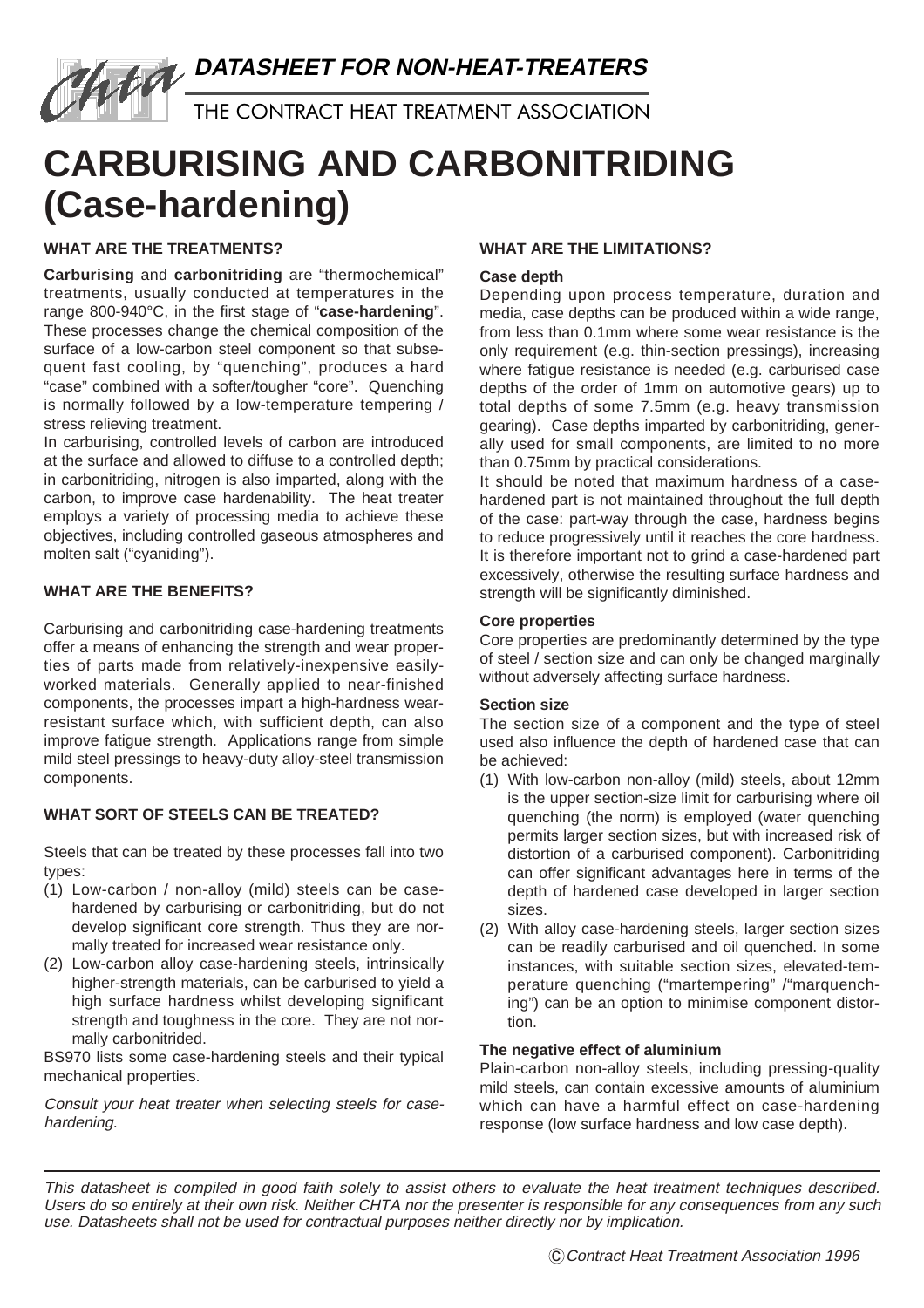**DATASHEET FOR NON-HEAT-TREATERS**

THE CONTRACT HEAT TREATMENT ASSOCIATION

# CARBURISING AND CARBONITRIDING (Case-hardening)

## WHAT ARE THE TREATMENTS?

**Carburising** and **carbonitriding** are "thermochemical" treatments, usually conducted at temperatures in the range 800-940°C, in the first stage of "**case-hardening**". These processes change the chemical composition of the surface of a low-carbon steel component so that subsequent fast cooling, by "quenching", produces a hard "case" combined with a softer/tougher "core". Quenching is normally followed by a low-temperature tempering / stress relieving treatment.

In carburising, controlled levels of carbon are introduced at the surface and allowed to diffuse to a controlled depth; in carbonitriding, nitrogen is also imparted, along with the carbon, to improve case hardenability. The heat treater employs a variety of processing media to achieve these objectives, including controlled gaseous atmospheres and molten salt ("cyaniding").

## WHAT ARE THE BENEFITS?

Carburising and carbonitriding case-hardening treatments offer a means of enhancing the strength and wear properties of parts made from relatively-inexpensive easily-worked materials. Generally applied to near-finished components, the processes impart a high-hardness wear-resistant surface which, with sufficient depth, can also improve fatigue strength. Applications range from simple mild steel pressings to heavy-duty alloy-steel transmission components.

## WHAT SORT OF STEELS CAN BE TREATED?

Steels that can be treated by these processes fall into two types:

(1) Low-carbon / non-alloy (mild) steels can be case-hardened by carburising or carbonitriding, but do not develop significant core strength. Thus they are normally treated for increased wear resistance only.

(2) Low-carbon alloy case-hardening steels, intrinsically higher-strength materials, can be carburised to yield a high surface hardness whilst developing significant strength and toughness in the core. They are not normally carbonitrided.

BS970 lists some case-hardening steels and their typical mechanical properties.

*Consult your heat treater when selecting steels for case-hardening.*

## WHAT ARE THE LIMITATIONS?

### Case depth

Depending upon process temperature, duration and media, case depths can be produced within a wide range, from less than 0.1mm where some wear resistance is the only requirement (e.g. thin-section pressings), increasing where fatigue resistance is needed (e.g. carburised case depths of the order of 1mm on automotive gears) up to total depths of some 7.5mm (e.g. heavy transmission gearing). Case depths imparted by carbonitriding, generally used for small components, are limited to no more than 0.75mm by practical considerations.

It should be noted that maximum hardness of a case-hardened part is not maintained throughout the full depth of the case: part-way through the case, hardness begins to reduce progressively until it reaches the core hardness. It is therefore important not to grind a case-hardened part excessively, otherwise the resulting surface hardness and strength will be significantly diminished.

### Core properties

Core properties are predominantly determined by the type of steel / section size and can only be changed marginally without adversely affecting surface hardness.

### Section size

The section size of a component and the type of steel used also influence the depth of hardened case that can be achieved:

(1) With low-carbon non-alloy (mild) steels, about 12mm is the upper section-size limit for carburising where oil quenching (the norm) is employed (water quenching permits larger section sizes, but with increased risk of distortion of a carburised component). Carbonitriding can offer significant advantages here in terms of the depth of hardened case developed in larger section sizes.

(2) With alloy case-hardening steels, larger section sizes can be readily carburised and oil quenched. In some instances, with suitable section sizes, elevated-temperature quenching ("martempering" /"marquenching") can be an option to minimise component distortion.

### The negative effect of aluminium

Plain-carbon non-alloy steels, including pressing-quality mild steels, can contain excessive amounts of aluminium which can have a harmful effect on case-hardening response (low surface hardness and low case depth).

---

*This datasheet is compiled in good faith solely to assist others to evaluate the heat treatment techniques described. Users do so entirely at their own risk. Neither CHTA nor the presenter is responsible for any consequences from any such use. Datasheets shall not be used for contractual purposes neither directly nor by implication.*

*© Contract Heat Treatment Association 1996*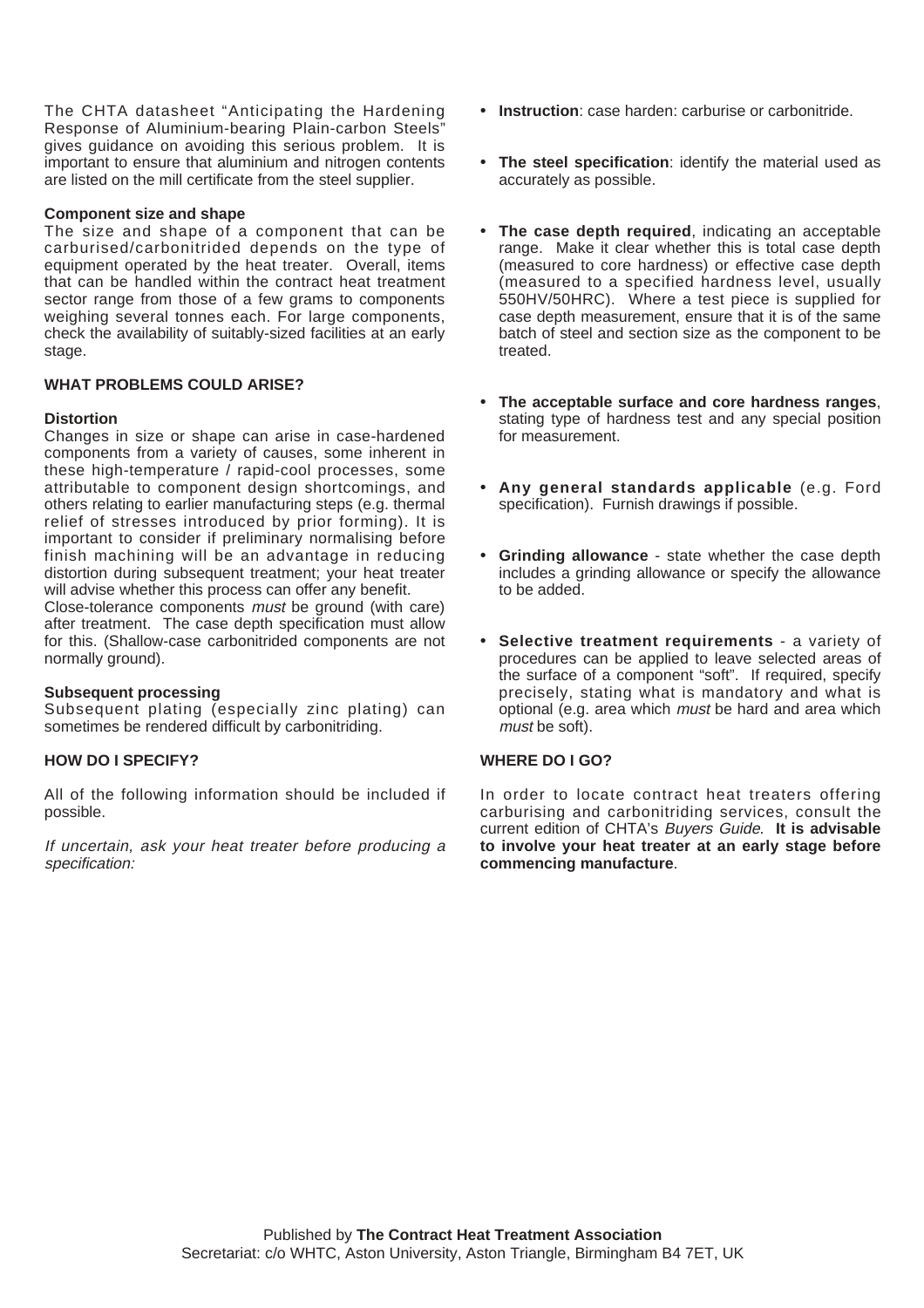The CHTA datasheet "Anticipating the Hardening Response of Aluminium-bearing Plain-carbon Steels" gives guidance on avoiding this serious problem. It is important to ensure that aluminium and nitrogen contents are listed on the mill certificate from the steel supplier.

**Component size and shape**

The size and shape of a component that can be carburised/carbonitrided depends on the type of equipment operated by the heat treater. Overall, items that can be handled within the contract heat treatment sector range from those of a few grams to components weighing several tonnes each. For large components, check the availability of suitably-sized facilities at an early stage.

## WHAT PROBLEMS COULD ARISE?

**Distortion**

Changes in size or shape can arise in case-hardened components from a variety of causes, some inherent in these high-temperature / rapid-cool processes, some attributable to component design shortcomings, and others relating to earlier manufacturing steps (e.g. thermal relief of stresses introduced by prior forming). It is important to consider if preliminary normalising before finish machining will be an advantage in reducing distortion during subsequent treatment; your heat treater will advise whether this process can offer any benefit.

Close-tolerance components *must* be ground (with care) after treatment. The case depth specification must allow for this. (Shallow-case carbonitrided components are not normally ground).

**Subsequent processing**

Subsequent plating (especially zinc plating) can sometimes be rendered difficult by carbonitriding.

## HOW DO I SPECIFY?

All of the following information should be included if possible.

*If uncertain, ask your heat treater before producing a specification:*

- **Instruction**: case harden: carburise or carbonitride.
- **The steel specification**: identify the material used as accurately as possible.
- **The case depth required**, indicating an acceptable range. Make it clear whether this is total case depth (measured to core hardness) or effective case depth (measured to a specified hardness level, usually 550HV/50HRC). Where a test piece is supplied for case depth measurement, ensure that it is of the same batch of steel and section size as the component to be treated.
- **The acceptable surface and core hardness ranges**, stating type of hardness test and any special position for measurement.
- **Any general standards applicable** (e.g. Ford specification). Furnish drawings if possible.
- **Grinding allowance** - state whether the case depth includes a grinding allowance or specify the allowance to be added.
- **Selective treatment requirements** - a variety of procedures can be applied to leave selected areas of the surface of a component "soft". If required, specify precisely, stating what is mandatory and what is optional (e.g. area which *must* be hard and area which *must* be soft).

## WHERE DO I GO?

In order to locate contract heat treaters offering carburising and carbonitriding services, consult the current edition of CHTA's *Buyers Guide*. **It is advisable to involve your heat treater at an early stage before commencing manufacture**.

Published by **The Contract Heat Treatment Association**
Secretariat: c/o WHTC, Aston University, Aston Triangle, Birmingham B4 7ET, UK